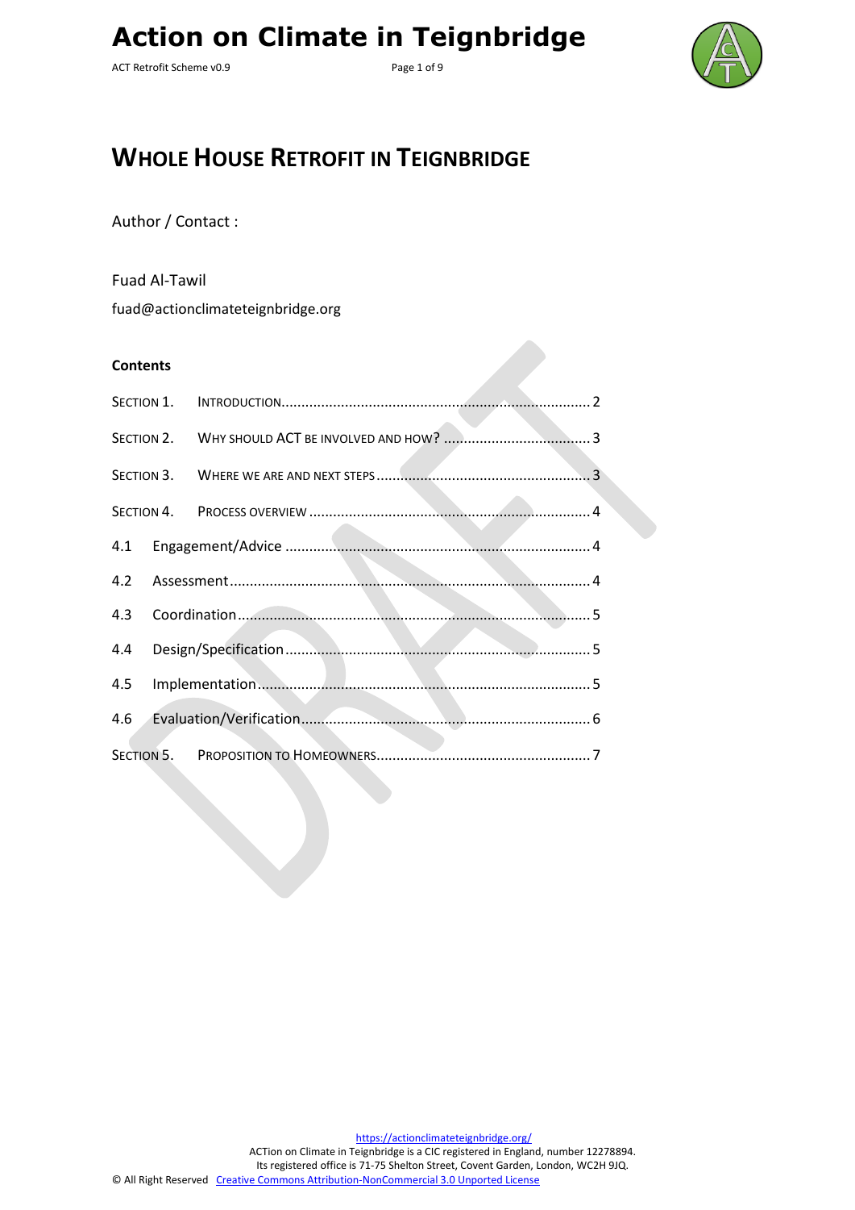# Action on Climate in Teignbridge

## WHOLE HOUSE RETROFIT IN TEIGNBRIDGE

Author / Contact :

Fuad Al-Tawil

fuad@actionclimateteignbridge.org

**Contents**

SECTION 1. INTRODUCTION ..... 2

SECTION 2. WHY SHOULD ACT BE INVOLVED AND HOW? ..... 3

SECTION 3. WHERE WE ARE AND NEXT STEPS ..... 3

SECTION 4. PROCESS OVERVIEW ..... 4

4.1 Engagement/Advice ..... 4

4.2 Assessment ..... 4

4.3 Coordination ..... 5

4.4 Design/Specification ..... 5

4.5 Implementation ..... 5

4.6 Evaluation/Verification ..... 6

SECTION 5. PROPOSITION TO HOMEOWNERS ..... 7

https://actionclimateteignbridge.org/

ACTion on Climate in Teignbridge is a CIC registered in England, number 12278894.
Its registered office is 71-75 Shelton Street, Covent Garden, London, WC2H 9JQ.

© All Right Reserved Creative Commons Attribution-NonCommercial 3.0 Unported License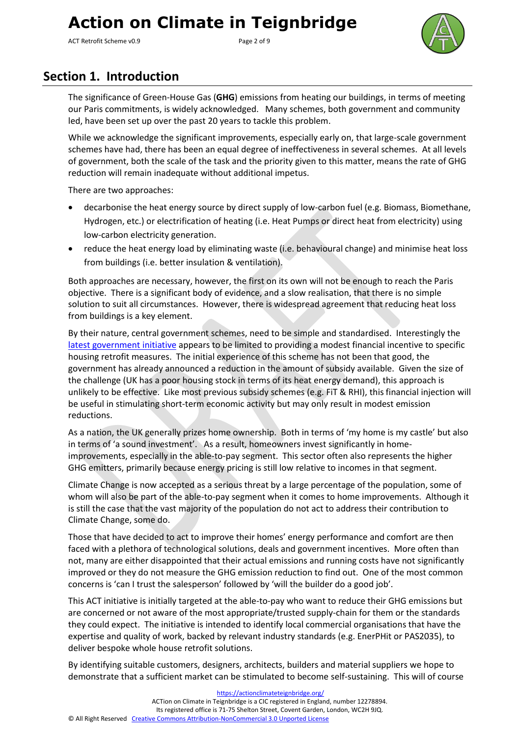## Section 1. Introduction

The significance of Green-House Gas (**GHG**) emissions from heating our buildings, in terms of meeting our Paris commitments, is widely acknowledged. Many schemes, both government and community led, have been set up over the past 20 years to tackle this problem.

While we acknowledge the significant improvements, especially early on, that large-scale government schemes have had, there has been an equal degree of ineffectiveness in several schemes. At all levels of government, both the scale of the task and the priority given to this matter, means the rate of GHG reduction will remain inadequate without additional impetus.

There are two approaches:

- decarbonise the heat energy source by direct supply of low-carbon fuel (e.g. Biomass, Biomethane, Hydrogen, etc.) or electrification of heating (i.e. Heat Pumps or direct heat from electricity) using low-carbon electricity generation.
- reduce the heat energy load by eliminating waste (i.e. behavioural change) and minimise heat loss from buildings (i.e. better insulation & ventilation).

Both approaches are necessary, however, the first on its own will not be enough to reach the Paris objective. There is a significant body of evidence, and a slow realisation, that there is no simple solution to suit all circumstances. However, there is widespread agreement that reducing heat loss from buildings is a key element.

By their nature, central government schemes, need to be simple and standardised. Interestingly the latest government initiative appears to be limited to providing a modest financial incentive to specific housing retrofit measures. The initial experience of this scheme has not been that good, the government has already announced a reduction in the amount of subsidy available. Given the size of the challenge (UK has a poor housing stock in terms of its heat energy demand), this approach is unlikely to be effective. Like most previous subsidy schemes (e.g. FiT & RHI), this financial injection will be useful in stimulating short-term economic activity but may only result in modest emission reductions.

As a nation, the UK generally prizes home ownership. Both in terms of 'my home is my castle' but also in terms of 'a sound investment'. As a result, homeowners invest significantly in home-improvements, especially in the able-to-pay segment. This sector often also represents the higher GHG emitters, primarily because energy pricing is still low relative to incomes in that segment.

Climate Change is now accepted as a serious threat by a large percentage of the population, some of whom will also be part of the able-to-pay segment when it comes to home improvements. Although it is still the case that the vast majority of the population do not act to address their contribution to Climate Change, some do.

Those that have decided to act to improve their homes' energy performance and comfort are then faced with a plethora of technological solutions, deals and government incentives. More often than not, many are either disappointed that their actual emissions and running costs have not significantly improved or they do not measure the GHG emission reduction to find out. One of the most common concerns is 'can I trust the salesperson' followed by 'will the builder do a good job'.

This ACT initiative is initially targeted at the able-to-pay who want to reduce their GHG emissions but are concerned or not aware of the most appropriate/trusted supply-chain for them or the standards they could expect. The initiative is intended to identify local commercial organisations that have the expertise and quality of work, backed by relevant industry standards (e.g. EnerPHit or PAS2035), to deliver bespoke whole house retrofit solutions.

By identifying suitable customers, designers, architects, builders and material suppliers we hope to demonstrate that a sufficient market can be stimulated to become self-sustaining. This will of course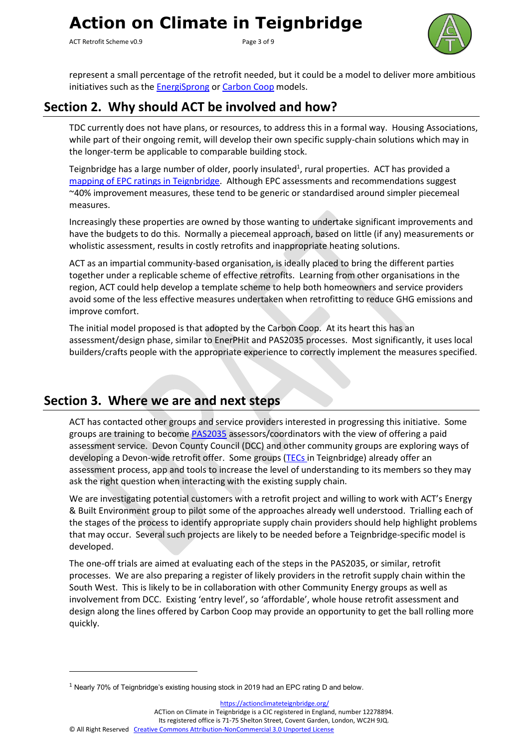represent a small percentage of the retrofit needed, but it could be a model to deliver more ambitious initiatives such as the EnergiSprong or Carbon Coop models.

## Section 2. Why should ACT be involved and how?

TDC currently does not have plans, or resources, to address this in a formal way. Housing Associations, while part of their ongoing remit, will develop their own specific supply-chain solutions which may in the longer-term be applicable to comparable building stock.

Teignbridge has a large number of older, poorly insulated[1], rural properties. ACT has provided a mapping of EPC ratings in Teignbridge. Although EPC assessments and recommendations suggest ~40% improvement measures, these tend to be generic or standardised around simpler piecemeal measures.

Increasingly these properties are owned by those wanting to undertake significant improvements and have the budgets to do this. Normally a piecemeal approach, based on little (if any) measurements or wholistic assessment, results in costly retrofits and inappropriate heating solutions.

ACT as an impartial community-based organisation, is ideally placed to bring the different parties together under a replicable scheme of effective retrofits. Learning from other organisations in the region, ACT could help develop a template scheme to help both homeowners and service providers avoid some of the less effective measures undertaken when retrofitting to reduce GHG emissions and improve comfort.

The initial model proposed is that adopted by the Carbon Coop. At its heart this has an assessment/design phase, similar to EnerPHit and PAS2035 processes. Most significantly, it uses local builders/crafts people with the appropriate experience to correctly implement the measures specified.

## Section 3. Where we are and next steps

ACT has contacted other groups and service providers interested in progressing this initiative. Some groups are training to become PAS2035 assessors/coordinators with the view of offering a paid assessment service. Devon County Council (DCC) and other community groups are exploring ways of developing a Devon-wide retrofit offer. Some groups (TECs in Teignbridge) already offer an assessment process, app and tools to increase the level of understanding to its members so they may ask the right question when interacting with the existing supply chain.

We are investigating potential customers with a retrofit project and willing to work with ACT's Energy & Built Environment group to pilot some of the approaches already well understood. Trialling each of the stages of the process to identify appropriate supply chain providers should help highlight problems that may occur. Several such projects are likely to be needed before a Teignbridge-specific model is developed.

The one-off trials are aimed at evaluating each of the steps in the PAS2035, or similar, retrofit processes. We are also preparing a register of likely providers in the retrofit supply chain within the South West. This is likely to be in collaboration with other Community Energy groups as well as involvement from DCC. Existing 'entry level', so 'affordable', whole house retrofit assessment and design along the lines offered by Carbon Coop may provide an opportunity to get the ball rolling more quickly.

---

[1] Nearly 70% of Teignbridge's existing housing stock in 2019 had an EPC rating D and below.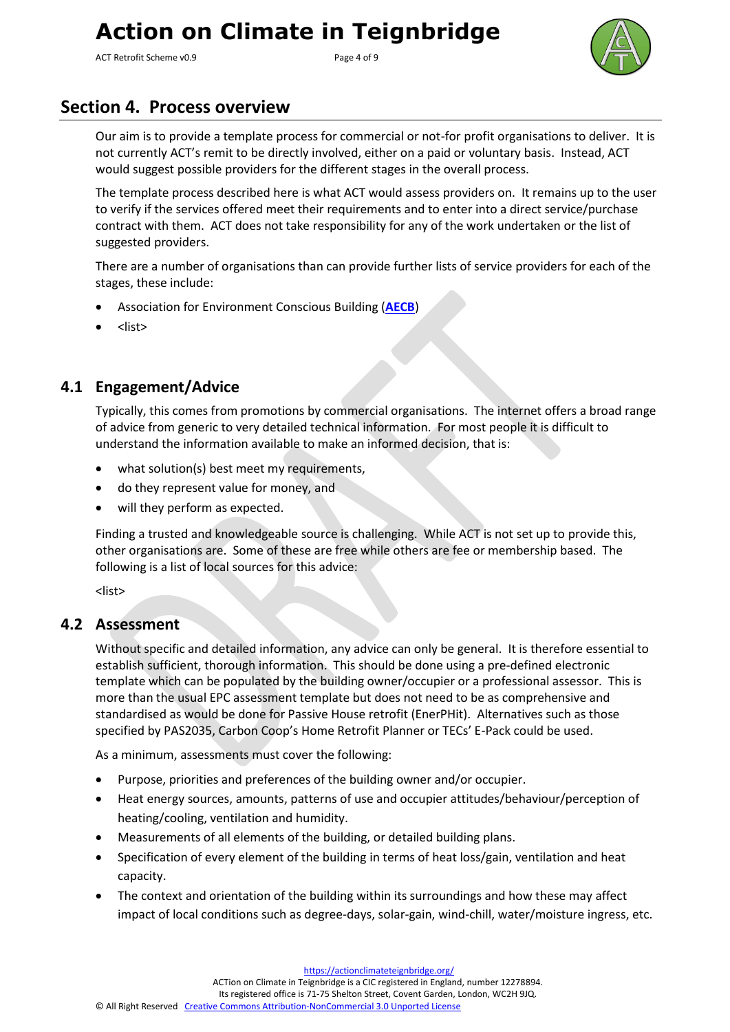## Section 4. Process overview

Our aim is to provide a template process for commercial or not-for profit organisations to deliver. It is not currently ACT's remit to be directly involved, either on a paid or voluntary basis. Instead, ACT would suggest possible providers for the different stages in the overall process.

The template process described here is what ACT would assess providers on. It remains up to the user to verify if the services offered meet their requirements and to enter into a direct service/purchase contract with them. ACT does not take responsibility for any of the work undertaken or the list of suggested providers.

There are a number of organisations than can provide further lists of service providers for each of the stages, these include:

- Association for Environment Conscious Building (**AECB**)
- <list>

### 4.1 Engagement/Advice

Typically, this comes from promotions by commercial organisations. The internet offers a broad range of advice from generic to very detailed technical information. For most people it is difficult to understand the information available to make an informed decision, that is:

- what solution(s) best meet my requirements,
- do they represent value for money, and
- will they perform as expected.

Finding a trusted and knowledgeable source is challenging. While ACT is not set up to provide this, other organisations are. Some of these are free while others are fee or membership based. The following is a list of local sources for this advice:

<list>

### 4.2 Assessment

Without specific and detailed information, any advice can only be general. It is therefore essential to establish sufficient, thorough information. This should be done using a pre-defined electronic template which can be populated by the building owner/occupier or a professional assessor. This is more than the usual EPC assessment template but does not need to be as comprehensive and standardised as would be done for Passive House retrofit (EnerPHit). Alternatives such as those specified by PAS2035, Carbon Coop's Home Retrofit Planner or TECs' E-Pack could be used.

As a minimum, assessments must cover the following:

- Purpose, priorities and preferences of the building owner and/or occupier.
- Heat energy sources, amounts, patterns of use and occupier attitudes/behaviour/perception of heating/cooling, ventilation and humidity.
- Measurements of all elements of the building, or detailed building plans.
- Specification of every element of the building in terms of heat loss/gain, ventilation and heat capacity.
- The context and orientation of the building within its surroundings and how these may affect impact of local conditions such as degree-days, solar-gain, wind-chill, water/moisture ingress, etc.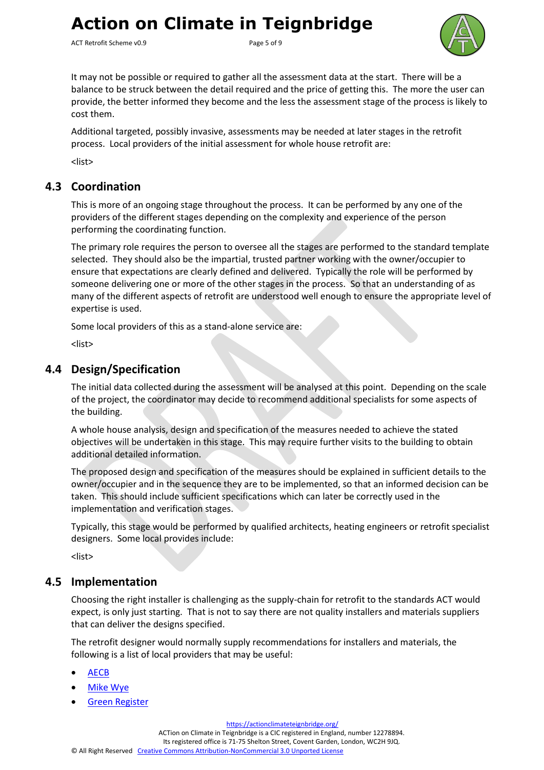It may not be possible or required to gather all the assessment data at the start. There will be a balance to be struck between the detail required and the price of getting this. The more the user can provide, the better informed they become and the less the assessment stage of the process is likely to cost them.

Additional targeted, possibly invasive, assessments may be needed at later stages in the retrofit process. Local providers of the initial assessment for whole house retrofit are:

<list>

## 4.3 Coordination

This is more of an ongoing stage throughout the process. It can be performed by any one of the providers of the different stages depending on the complexity and experience of the person performing the coordinating function.

The primary role requires the person to oversee all the stages are performed to the standard template selected. They should also be the impartial, trusted partner working with the owner/occupier to ensure that expectations are clearly defined and delivered. Typically the role will be performed by someone delivering one or more of the other stages in the process. So that an understanding of as many of the different aspects of retrofit are understood well enough to ensure the appropriate level of expertise is used.

Some local providers of this as a stand-alone service are:

<list>

## 4.4 Design/Specification

The initial data collected during the assessment will be analysed at this point. Depending on the scale of the project, the coordinator may decide to recommend additional specialists for some aspects of the building.

A whole house analysis, design and specification of the measures needed to achieve the stated objectives will be undertaken in this stage. This may require further visits to the building to obtain additional detailed information.

The proposed design and specification of the measures should be explained in sufficient details to the owner/occupier and in the sequence they are to be implemented, so that an informed decision can be taken. This should include sufficient specifications which can later be correctly used in the implementation and verification stages.

Typically, this stage would be performed by qualified architects, heating engineers or retrofit specialist designers. Some local provides include:

<list>

## 4.5 Implementation

Choosing the right installer is challenging as the supply-chain for retrofit to the standards ACT would expect, is only just starting. That is not to say there are not quality installers and materials suppliers that can deliver the designs specified.

The retrofit designer would normally supply recommendations for installers and materials, the following is a list of local providers that may be useful:

- AECB
- Mike Wye
- Green Register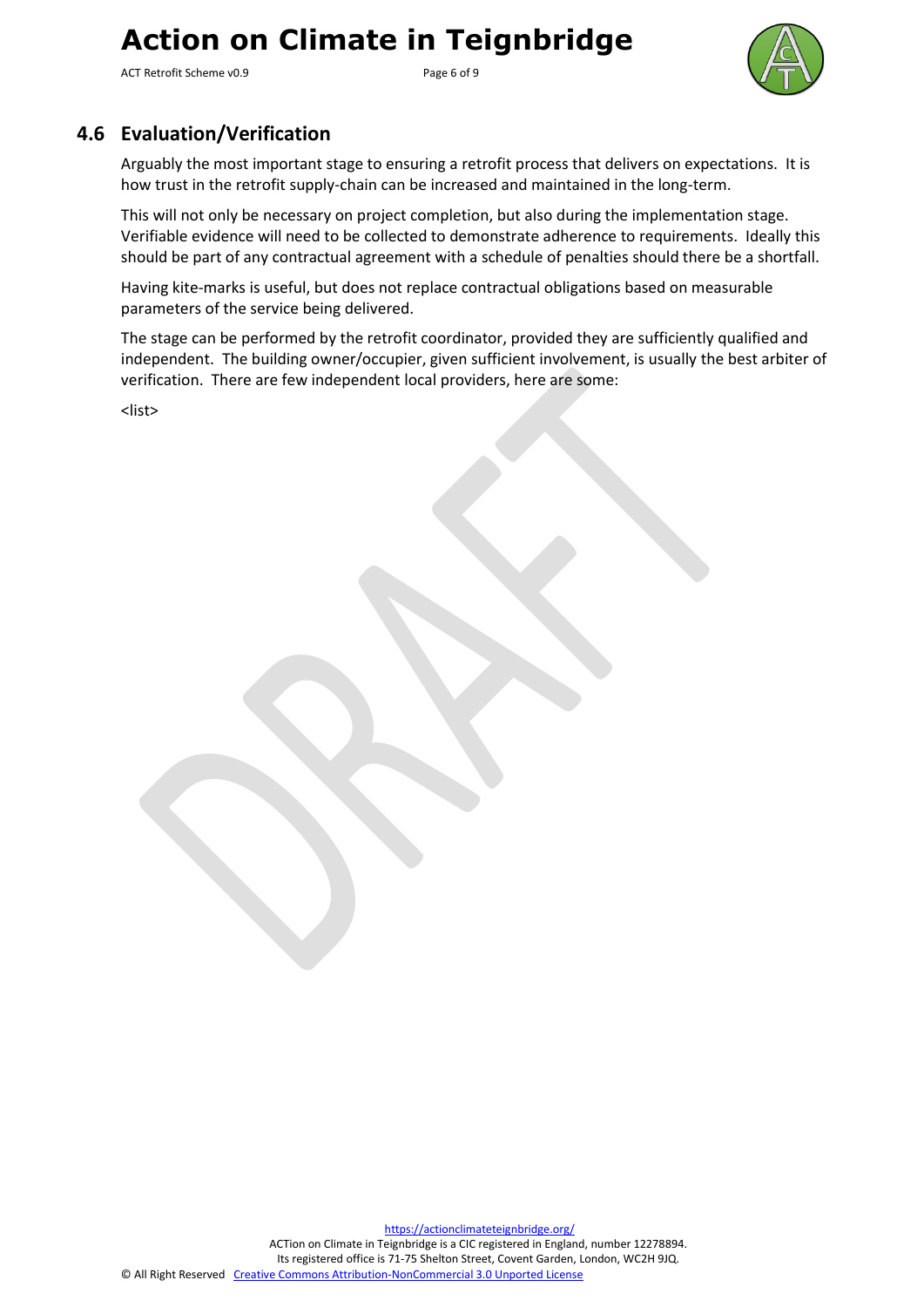## 4.6 Evaluation/Verification

Arguably the most important stage to ensuring a retrofit process that delivers on expectations. It is how trust in the retrofit supply-chain can be increased and maintained in the long-term.

This will not only be necessary on project completion, but also during the implementation stage. Verifiable evidence will need to be collected to demonstrate adherence to requirements. Ideally this should be part of any contractual agreement with a schedule of penalties should there be a shortfall.

Having kite-marks is useful, but does not replace contractual obligations based on measurable parameters of the service being delivered.

The stage can be performed by the retrofit coordinator, provided they are sufficiently qualified and independent. The building owner/occupier, given sufficient involvement, is usually the best arbiter of verification. There are few independent local providers, here are some:

<list>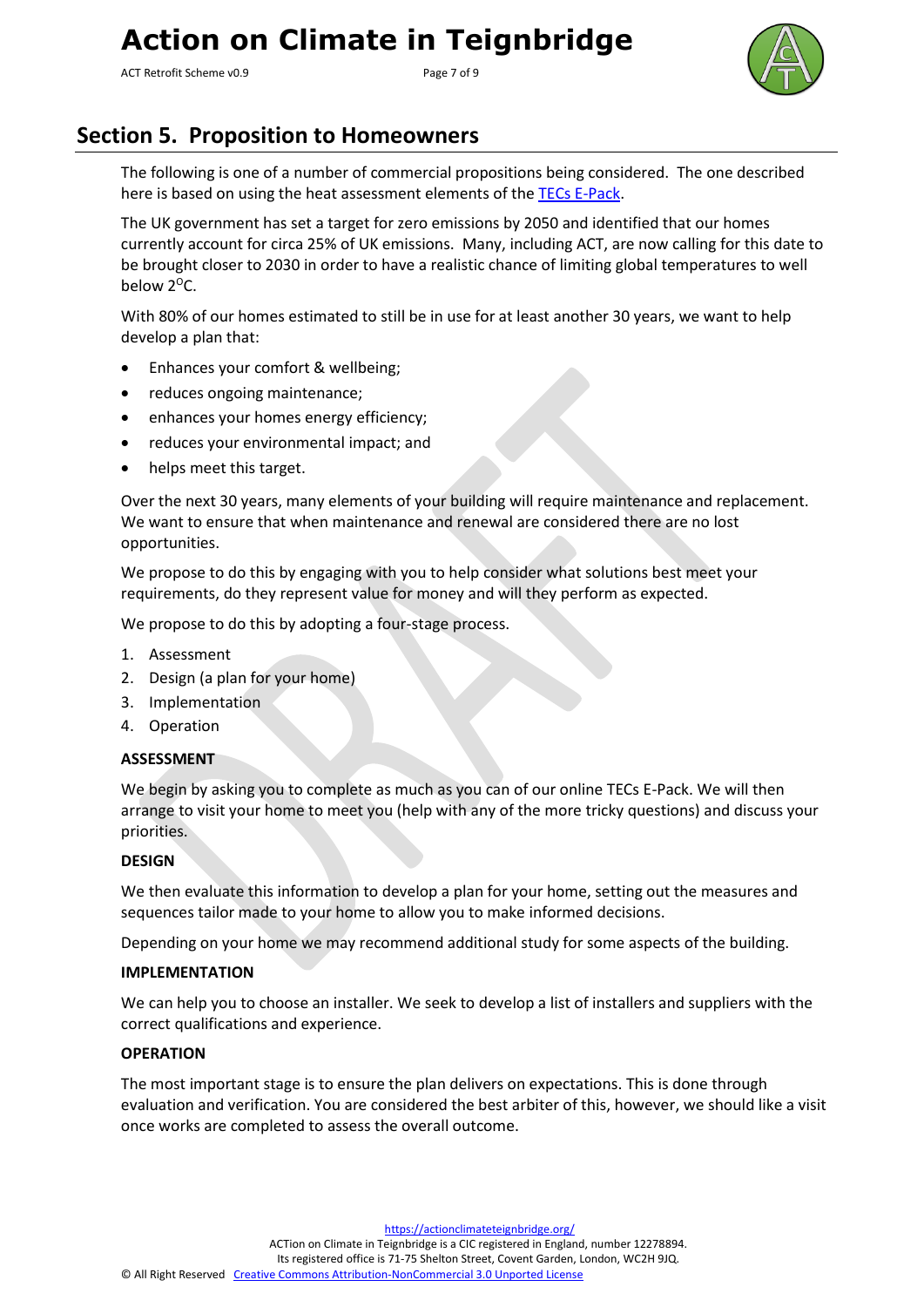## Section 5. Proposition to Homeowners

The following is one of a number of commercial propositions being considered. The one described here is based on using the heat assessment elements of the TECs E-Pack.

The UK government has set a target for zero emissions by 2050 and identified that our homes currently account for circa 25% of UK emissions. Many, including ACT, are now calling for this date to be brought closer to 2030 in order to have a realistic chance of limiting global temperatures to well below $2^{O}$C.

With 80% of our homes estimated to still be in use for at least another 30 years, we want to help develop a plan that:

- Enhances your comfort & wellbeing;
- reduces ongoing maintenance;
- enhances your homes energy efficiency;
- reduces your environmental impact; and
- helps meet this target.

Over the next 30 years, many elements of your building will require maintenance and replacement. We want to ensure that when maintenance and renewal are considered there are no lost opportunities.

We propose to do this by engaging with you to help consider what solutions best meet your requirements, do they represent value for money and will they perform as expected.

We propose to do this by adopting a four-stage process.

1. Assessment
2. Design (a plan for your home)
3. Implementation
4. Operation

**ASSESSMENT**

We begin by asking you to complete as much as you can of our online TECs E-Pack. We will then arrange to visit your home to meet you (help with any of the more tricky questions) and discuss your priorities.

**DESIGN**

We then evaluate this information to develop a plan for your home, setting out the measures and sequences tailor made to your home to allow you to make informed decisions.

Depending on your home we may recommend additional study for some aspects of the building.

**IMPLEMENTATION**

We can help you to choose an installer. We seek to develop a list of installers and suppliers with the correct qualifications and experience.

**OPERATION**

The most important stage is to ensure the plan delivers on expectations. This is done through evaluation and verification. You are considered the best arbiter of this, however, we should like a visit once works are completed to assess the overall outcome.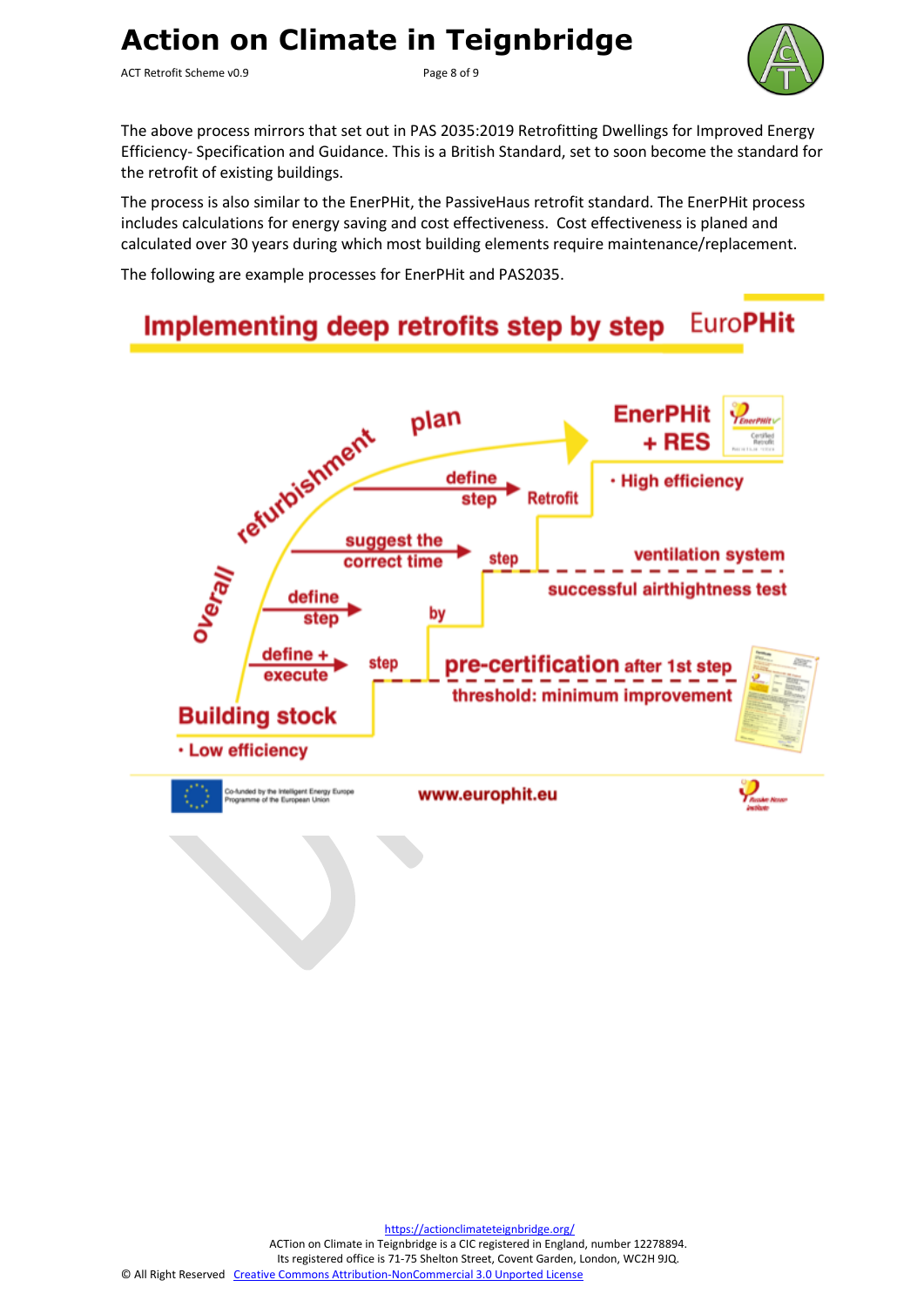The above process mirrors that set out in PAS 2035:2019 Retrofitting Dwellings for Improved Energy Efficiency- Specification and Guidance. This is a British Standard, set to soon become the standard for the retrofit of existing buildings.

The process is also similar to the EnerPHit, the PassiveHaus retrofit standard. The EnerPHit process includes calculations for energy saving and cost effectiveness. Cost effectiveness is planed and calculated over 30 years during which most building elements require maintenance/replacement.

The following are example processes for EnerPHit and PAS2035.

Implementing deep retrofits step by step — EuroPHit

overall refurbishment plan

- define step → Retrofit
- suggest the correct time → step
- define step → by
- define + execute → step

Building stock
- Low efficiency

pre-certification after 1st step
threshold: minimum improvement

successful airthightness test
ventilation system

EnerPHit + RES
- High efficiency

Co-funded by the Intelligent Energy Europe Programme of the European Union

www.europhit.eu

Passive House Institute

https://actionclimateteignbridge.org/
ACTion on Climate in Teignbridge is a CIC registered in England, number 12278894.
Its registered office is 71-75 Shelton Street, Covent Garden, London, WC2H 9JQ.
© All Right Reserved Creative Commons Attribution-NonCommercial 3.0 Unported License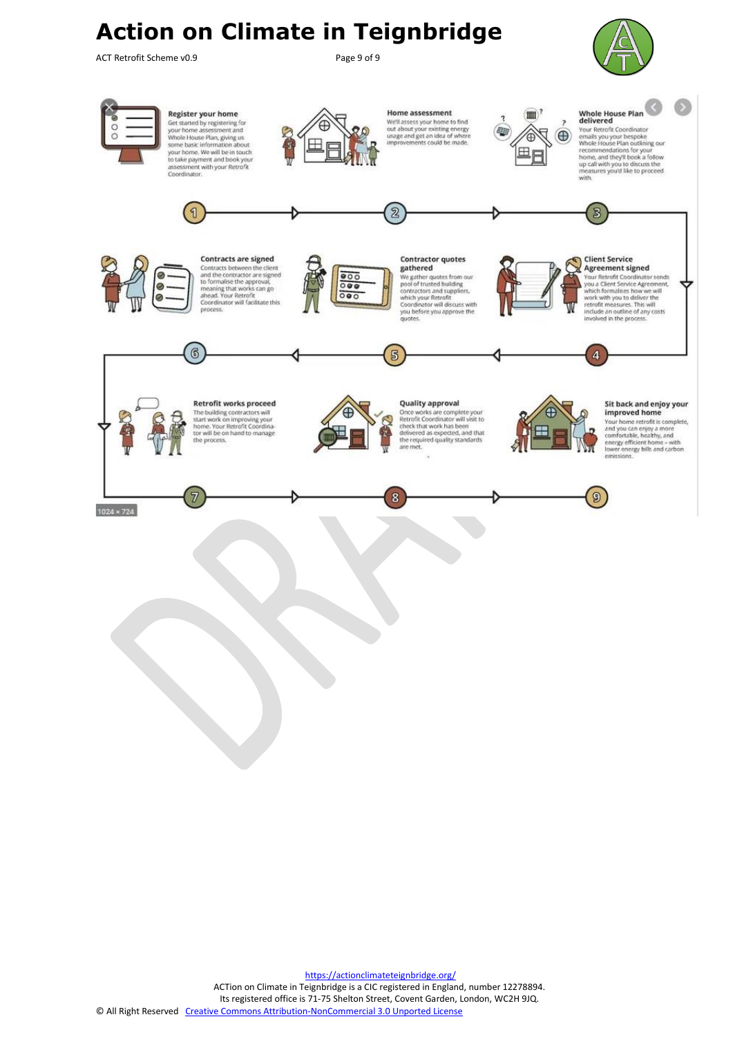**Register your home**
Get started by registering for your home assessment and Whole House Plan, giving us some basic information about your home. We will be in touch to take payment and book your assessment with your Retrofit Coordinator.

**Home assessment**
We'll assess your home to find out about your existing energy usage and get an idea of where improvements could be made.

**Whole House Plan delivered**
Your Retrofit Coordinator emails you your bespoke Whole House Plan outlining our recommendations for your home, and they'll book a follow up call with you to discuss the measures you'd like to proceed with.

1 → 2 → 3

**Client Service Agreement signed**
Your Retrofit Coordinator sends you a Client Service Agreement, which formalises how we will work with you to deliver the retrofit measures. This will include an outline of any costs involved in the process.

**Contractor quotes gathered**
We gather quotes from our pool of trusted building contractors and suppliers, which your Retrofit Coordinator will discuss with you before you approve the quotes.

**Contracts are signed**
Contracts between the client and the contractor are signed to formalise the approval, meaning that works can go ahead. Your Retrofit Coordinator will facilitate this process.

4 → 5 → 6

**Retrofit works proceed**
The building contractors will start work on improving your home. Your Retrofit Coordinator will be on hand to manage the process.

**Quality approval**
Once works are complete your Retrofit Coordinator will visit to check that work has been delivered as expected, and that the required quality standards are met.

**Sit back and enjoy your improved home**
Your home retrofit is complete, and you can enjoy a more comfortable, healthy, and energy efficient home – with lower energy bills and carbon emissions.

7 → 8 → 9

1024 × 724

https://actionclimateteignbridge.org/

ACTion on Climate in Teignbridge is a CIC registered in England, number 12278894.
Its registered office is 71-75 Shelton Street, Covent Garden, London, WC2H 9JQ.

© All Right Reserved Creative Commons Attribution-NonCommercial 3.0 Unported License